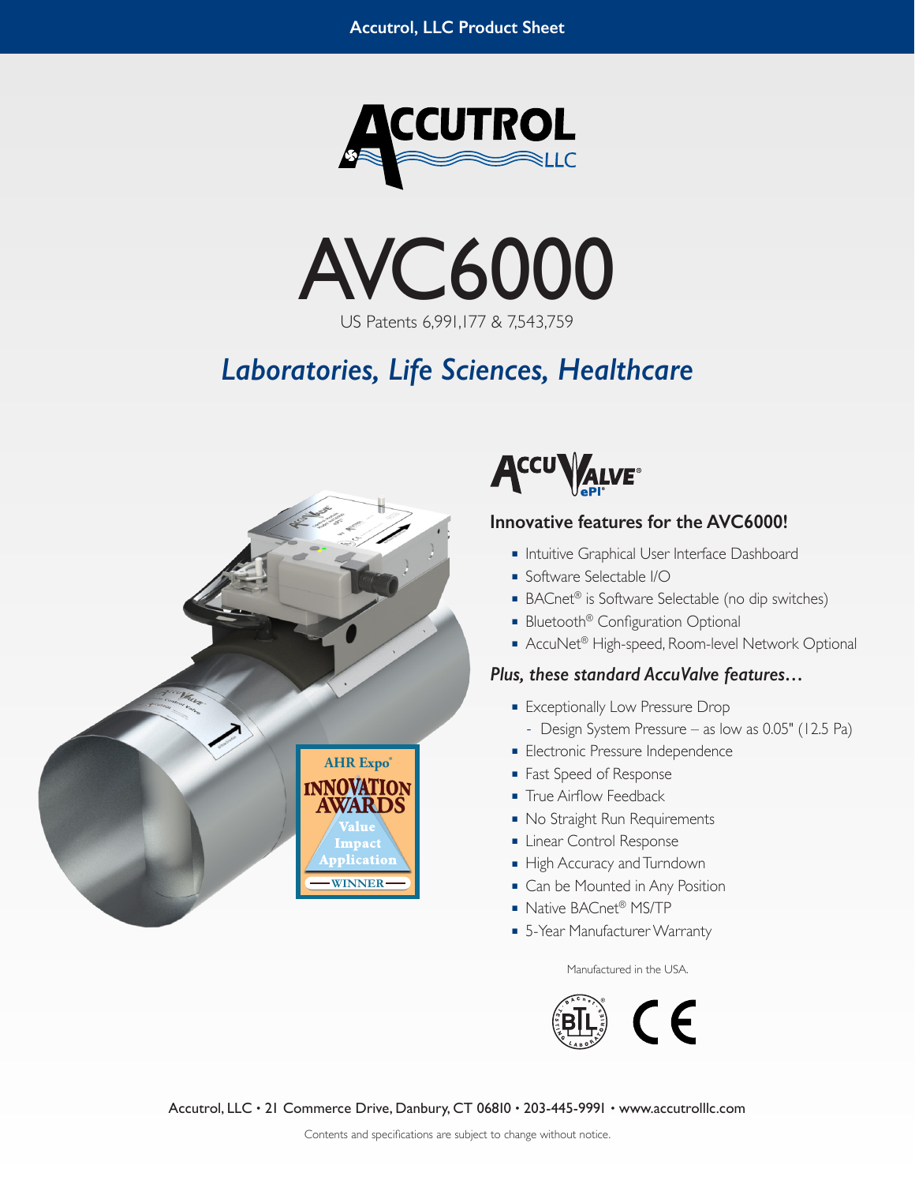Accutrol, LLC Product Sheet

# AVC6000

US Patents 6,991,177 & 7,543,759

## *Laboratories, Life Sciences, Healthcare*

AHR Expo® INNOVATION AWARDS — Value Impact Application — WINNER

### Innovative features for the AVC6000!

- Intuitive Graphical User Interface Dashboard
- Software Selectable I/O
- BACnet® is Software Selectable (no dip switches)
- Bluetooth® Configuration Optional
- AccuNet® High-speed, Room-level Network Optional

### *Plus, these standard AccuValve features…*

- Exceptionally Low Pressure Drop
  - Design System Pressure – as low as 0.05" (12.5 Pa)
- Electronic Pressure Independence
- Fast Speed of Response
- True Airflow Feedback
- No Straight Run Requirements
- Linear Control Response
- High Accuracy and Turndown
- Can be Mounted in Any Position
- Native BACnet® MS/TP
- 5-Year Manufacturer Warranty

Manufactured in the USA.

Accutrol, LLC • 21 Commerce Drive, Danbury, CT 06810 • 203-445-9991 • www.accutrolllc.com

Contents and specifications are subject to change without notice.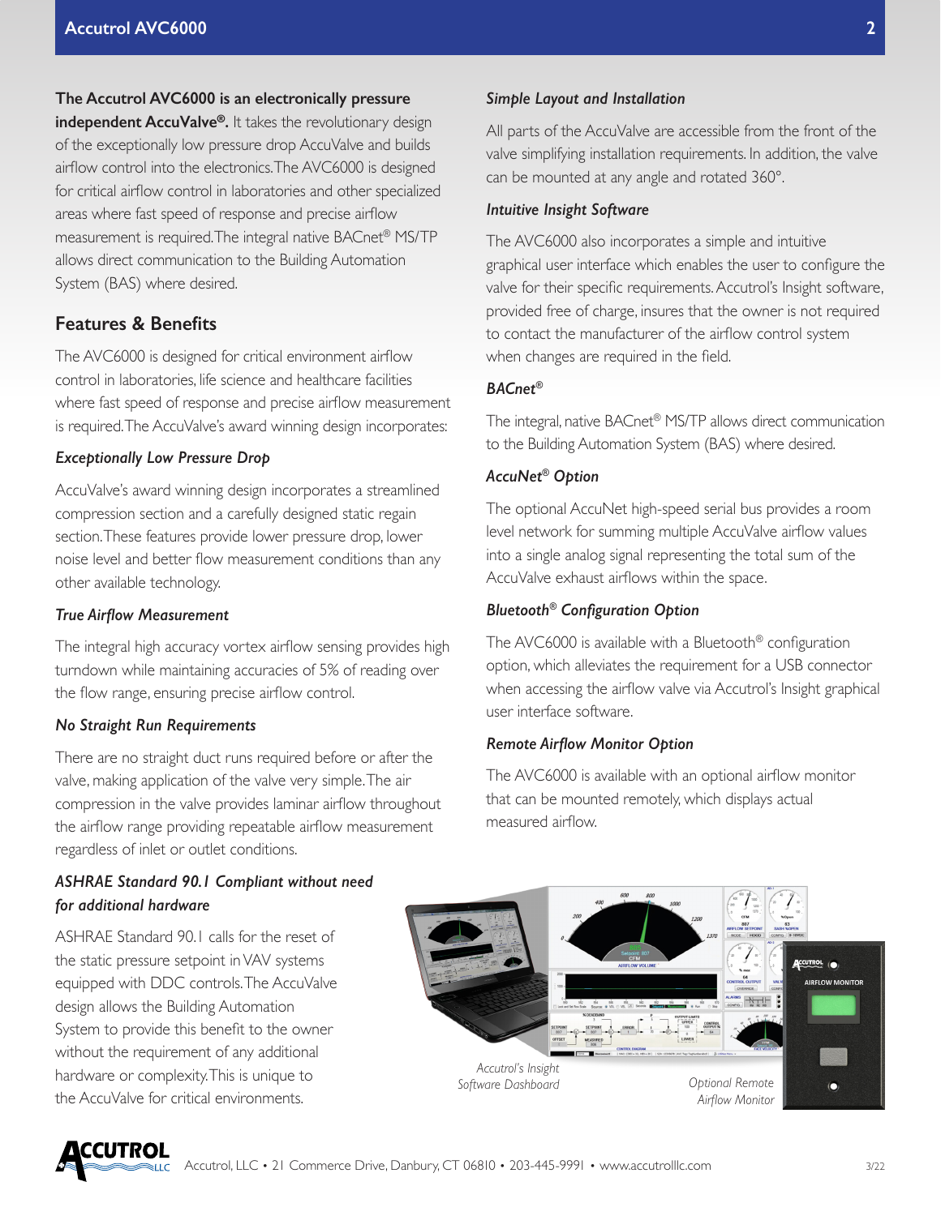**The Accutrol AVC6000 is an electronically pressure independent AccuValve®.** It takes the revolutionary design of the exceptionally low pressure drop AccuValve and builds airflow control into the electronics. The AVC6000 is designed for critical airflow control in laboratories and other specialized areas where fast speed of response and precise airflow measurement is required. The integral native BACnet® MS/TP allows direct communication to the Building Automation System (BAS) where desired.

## Features & Benefits

The AVC6000 is designed for critical environment airflow control in laboratories, life science and healthcare facilities where fast speed of response and precise airflow measurement is required. The AccuValve's award winning design incorporates:

### *Exceptionally Low Pressure Drop*

AccuValve's award winning design incorporates a streamlined compression section and a carefully designed static regain section. These features provide lower pressure drop, lower noise level and better flow measurement conditions than any other available technology.

### *True Airflow Measurement*

The integral high accuracy vortex airflow sensing provides high turndown while maintaining accuracies of 5% of reading over the flow range, ensuring precise airflow control.

### *No Straight Run Requirements*

There are no straight duct runs required before or after the valve, making application of the valve very simple. The air compression in the valve provides laminar airflow throughout the airflow range providing repeatable airflow measurement regardless of inlet or outlet conditions.

### *ASHRAE Standard 90.1 Compliant without need for additional hardware*

ASHRAE Standard 90.1 calls for the reset of the static pressure setpoint in VAV systems equipped with DDC controls. The AccuValve design allows the Building Automation System to provide this benefit to the owner without the requirement of any additional hardware or complexity. This is unique to the AccuValve for critical environments.

### *Simple Layout and Installation*

All parts of the AccuValve are accessible from the front of the valve simplifying installation requirements. In addition, the valve can be mounted at any angle and rotated 360°.

### *Intuitive Insight Software*

The AVC6000 also incorporates a simple and intuitive graphical user interface which enables the user to configure the valve for their specific requirements. Accutrol's Insight software, provided free of charge, insures that the owner is not required to contact the manufacturer of the airflow control system when changes are required in the field.

### *BACnet®*

The integral, native BACnet® MS/TP allows direct communication to the Building Automation System (BAS) where desired.

### *AccuNet® Option*

The optional AccuNet high-speed serial bus provides a room level network for summing multiple AccuValve airflow values into a single analog signal representing the total sum of the AccuValve exhaust airflows within the space.

### *Bluetooth® Configuration Option*

The AVC6000 is available with a Bluetooth® configuration option, which alleviates the requirement for a USB connector when accessing the airflow valve via Accutrol's Insight graphical user interface software.

### *Remote Airflow Monitor Option*

The AVC6000 is available with an optional airflow monitor that can be mounted remotely, which displays actual measured airflow.

*Accutrol's Insight Software Dashboard*

*Optional Remote Airflow Monitor*

Accutrol, LLC • 21 Commerce Drive, Danbury, CT 06810 • 203-445-9991 • www.accutrolllc.com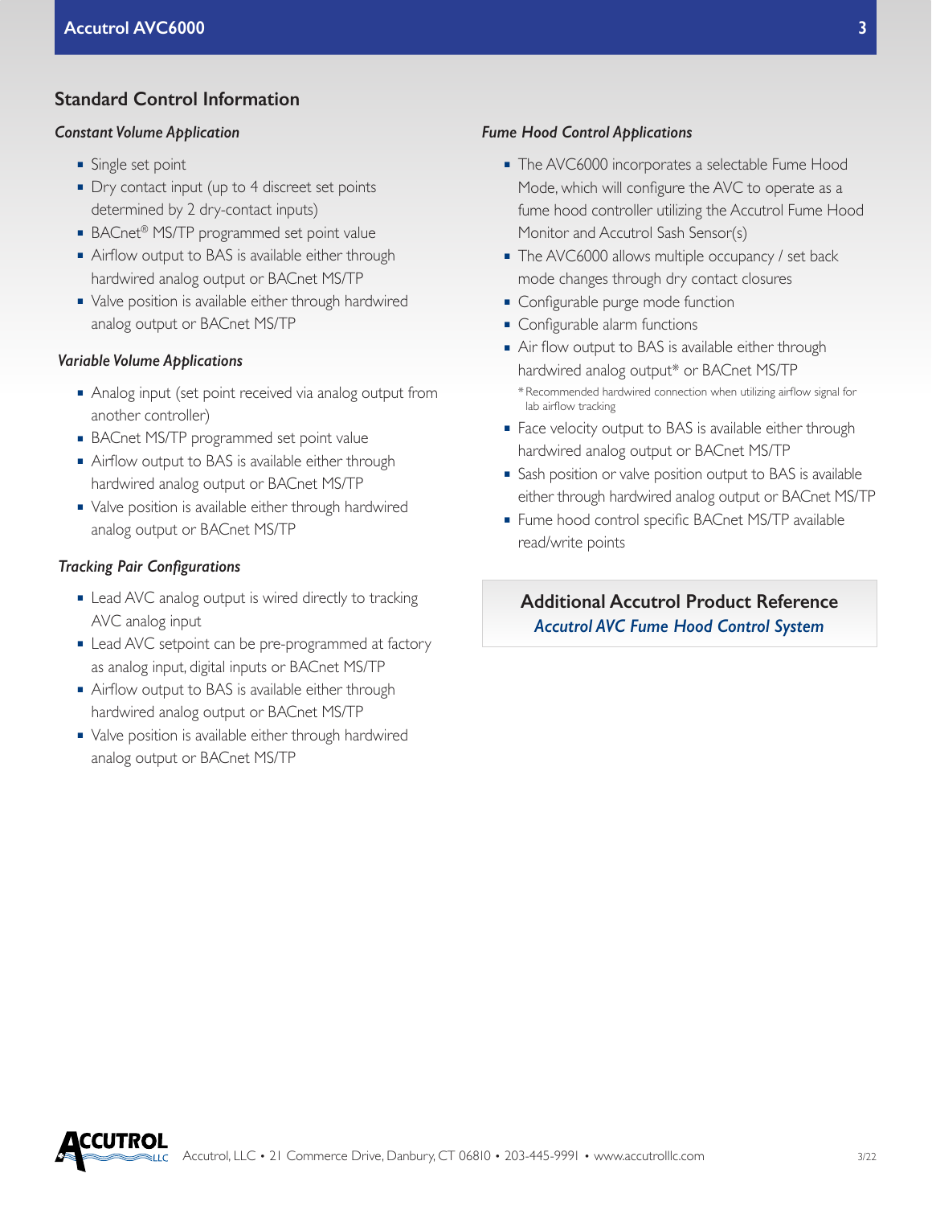## Standard Control Information

### *Constant Volume Application*

- Single set point
- Dry contact input (up to 4 discreet set points determined by 2 dry-contact inputs)
- BACnet® MS/TP programmed set point value
- Airflow output to BAS is available either through hardwired analog output or BACnet MS/TP
- Valve position is available either through hardwired analog output or BACnet MS/TP

### *Variable Volume Applications*

- Analog input (set point received via analog output from another controller)
- BACnet MS/TP programmed set point value
- Airflow output to BAS is available either through hardwired analog output or BACnet MS/TP
- Valve position is available either through hardwired analog output or BACnet MS/TP

### *Tracking Pair Configurations*

- Lead AVC analog output is wired directly to tracking AVC analog input
- Lead AVC setpoint can be pre-programmed at factory as analog input, digital inputs or BACnet MS/TP
- Airflow output to BAS is available either through hardwired analog output or BACnet MS/TP
- Valve position is available either through hardwired analog output or BACnet MS/TP

### *Fume Hood Control Applications*

- The AVC6000 incorporates a selectable Fume Hood Mode, which will configure the AVC to operate as a fume hood controller utilizing the Accutrol Fume Hood Monitor and Accutrol Sash Sensor(s)
- The AVC6000 allows multiple occupancy / set back mode changes through dry contact closures
- Configurable purge mode function
- Configurable alarm functions
- Air flow output to BAS is available either through hardwired analog output* or BACnet MS/TP
  
  * Recommended hardwired connection when utilizing airflow signal for lab airflow tracking
- Face velocity output to BAS is available either through hardwired analog output or BACnet MS/TP
- Sash position or valve position output to BAS is available either through hardwired analog output or BACnet MS/TP
- Fume hood control specific BACnet MS/TP available read/write points

**Additional Accutrol Product Reference**

*Accutrol AVC Fume Hood Control System*

Accutrol, LLC • 21 Commerce Drive, Danbury, CT 06810 • 203-445-9991 • www.accutrolllc.com

3/22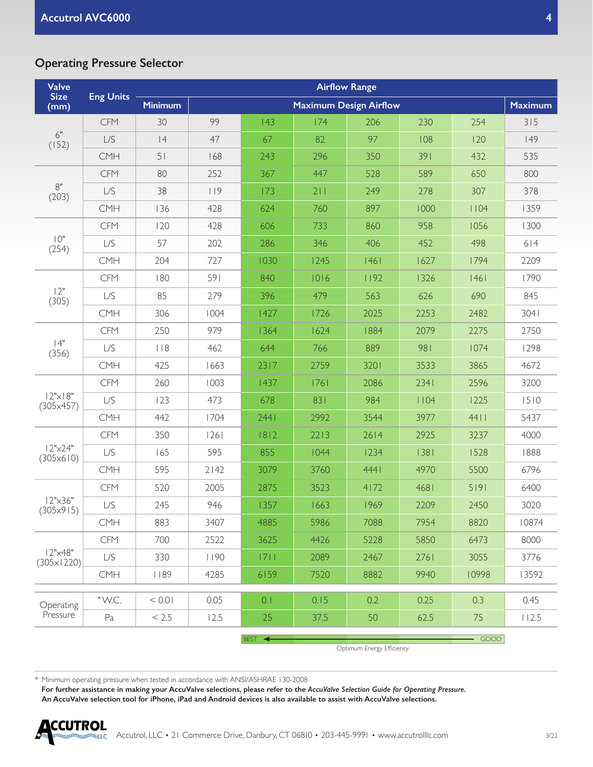## Operating Pressure Selector

| Valve Size (mm) | Eng Units | Airflow Range | | | | | | | |
|---|---|---|---|---|---|---|---|---|---|
| | | Minimum | Maximum Design Airflow | | | | | | Maximum |
| 6" (152) | CFM | 30 | 99 | 143 | 174 | 206 | 230 | 254 | 315 |
| | L/S | 14 | 47 | 67 | 82 | 97 | 108 | 120 | 149 |
| | CMH | 51 | 168 | 243 | 296 | 350 | 391 | 432 | 535 |
| 8" (203) | CFM | 80 | 252 | 367 | 447 | 528 | 589 | 650 | 800 |
| | L/S | 38 | 119 | 173 | 211 | 249 | 278 | 307 | 378 |
| | CMH | 136 | 428 | 624 | 760 | 897 | 1000 | 1104 | 1359 |
| 10" (254) | CFM | 120 | 428 | 606 | 733 | 860 | 958 | 1056 | 1300 |
| | L/S | 57 | 202 | 286 | 346 | 406 | 452 | 498 | 614 |
| | CMH | 204 | 727 | 1030 | 1245 | 1461 | 1627 | 1794 | 2209 |
| 12" (305) | CFM | 180 | 591 | 840 | 1016 | 1192 | 1326 | 1461 | 1790 |
| | L/S | 85 | 279 | 396 | 479 | 563 | 626 | 690 | 845 |
| | CMH | 306 | 1004 | 1427 | 1726 | 2025 | 2253 | 2482 | 3041 |
| 14" (356) | CFM | 250 | 979 | 1364 | 1624 | 1884 | 2079 | 2275 | 2750 |
| | L/S | 118 | 462 | 644 | 766 | 889 | 981 | 1074 | 1298 |
| | CMH | 425 | 1663 | 2317 | 2759 | 3201 | 3533 | 3865 | 4672 |
| 12"x18" (305x457) | CFM | 260 | 1003 | 1437 | 1761 | 2086 | 2341 | 2596 | 3200 |
| | L/S | 123 | 473 | 678 | 831 | 984 | 1104 | 1225 | 1510 |
| | CMH | 442 | 1704 | 2441 | 2992 | 3544 | 3977 | 4411 | 5437 |
| 12"x24" (305x610) | CFM | 350 | 1261 | 1812 | 2213 | 2614 | 2925 | 3237 | 4000 |
| | L/S | 165 | 595 | 855 | 1044 | 1234 | 1381 | 1528 | 1888 |
| | CMH | 595 | 2142 | 3079 | 3760 | 4441 | 4970 | 5500 | 6796 |
| 12"x36" (305x915) | CFM | 520 | 2005 | 2875 | 3523 | 4172 | 4681 | 5191 | 6400 |
| | L/S | 245 | 946 | 1357 | 1663 | 1969 | 2209 | 2450 | 3020 |
| | CMH | 883 | 3407 | 4885 | 5986 | 7088 | 7954 | 8820 | 10874 |
| 12"x48" (305x1220) | CFM | 700 | 2522 | 3625 | 4426 | 5228 | 5850 | 6473 | 8000 |
| | L/S | 330 | 1190 | 1711 | 2089 | 2467 | 2761 | 3055 | 3776 |
| | CMH | 1189 | 4285 | 6159 | 7520 | 8882 | 9940 | 10998 | 13592 |
| Operating Pressure | "W.C. | < 0.01 | 0.05 | 0.1 | 0.15 | 0.2 | 0.25 | 0.3 | 0.45 |
| | Pa | < 2.5 | 12.5 | 25 | 37.5 | 50 | 62.5 | 75 | 112.5 |

BEST ← GOOD

Optimum Energy Efficiency

* Minimum operating pressure when tested in accordance with ANSI/ASHRAE 130-2008

**For further assistance in making your AccuValve selections, please refer to the *AccuValve Selection Guide for Operating Pressure*.**
**An AccuValve selection tool for iPhone, iPad and Android devices is also available to assist with AccuValve selections.**

Accutrol, LLC • 21 Commerce Drive, Danbury, CT 06810 • 203-445-9991 • www.accutrolllc.com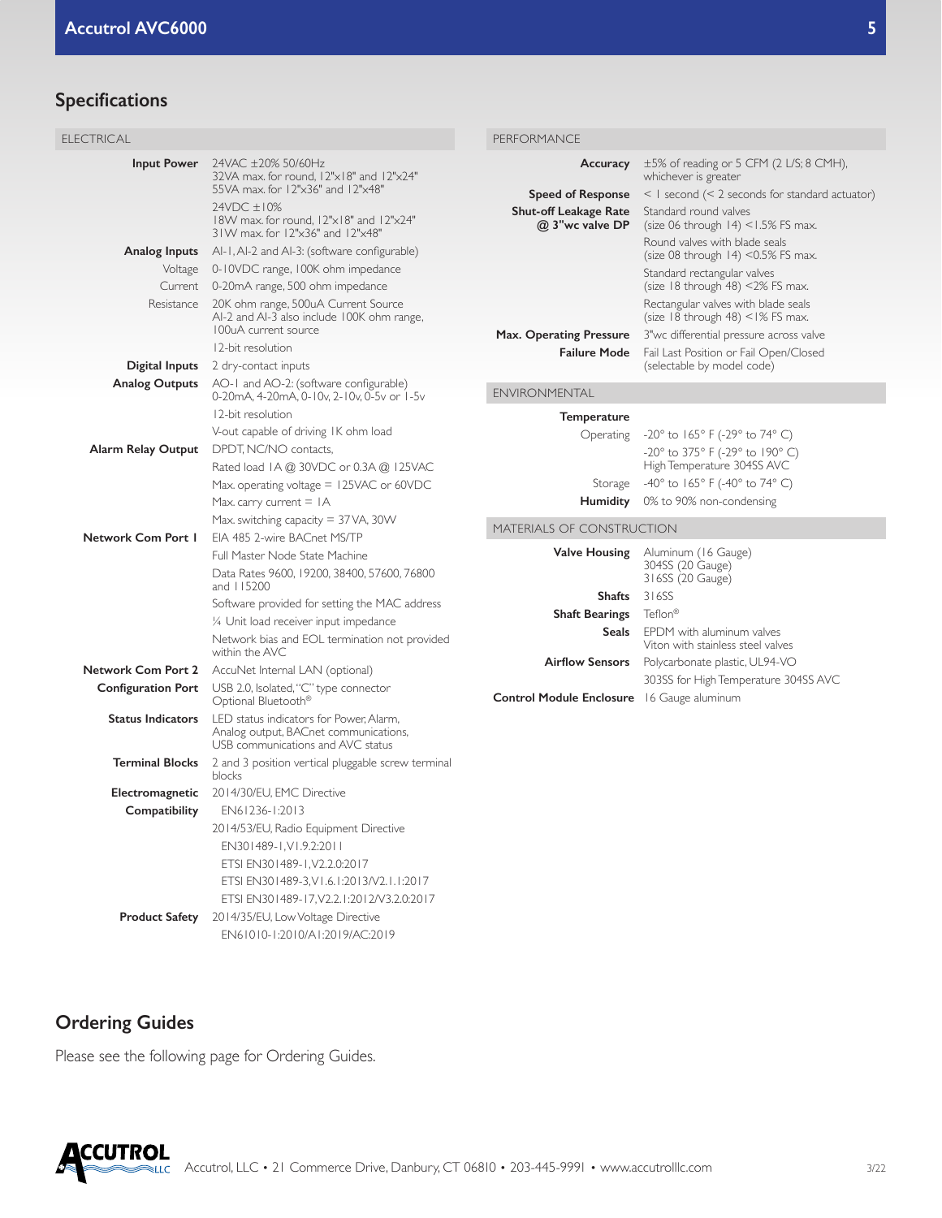## Specifications

### ELECTRICAL

| | |
|---|---|
| **Input Power** | 24VAC ±20% 50/60Hz<br>32VA max. for round, 12"x18" and 12"x24"<br>55VA max. for 12"x36" and 12"x48" |
| | 24VDC ±10%<br>18W max. for round, 12"x18" and 12"x24"<br>31W max. for 12"x36" and 12"x48" |
| **Analog Inputs** | AI-1, AI-2 and AI-3: (software configurable) |
| Voltage | 0-10VDC range, 100K ohm impedance |
| Current | 0-20mA range, 500 ohm impedance |
| Resistance | 20K ohm range, 500uA Current Source<br>AI-2 and AI-3 also include 100K ohm range, 100uA current source |
| | 12-bit resolution |
| **Digital Inputs** | 2 dry-contact inputs |
| **Analog Outputs** | AO-1 and AO-2: (software configurable)<br>0-20mA, 4-20mA, 0-10v, 2-10v, 0-5v or 1-5v |
| | 12-bit resolution |
| | V-out capable of driving 1K ohm load |
| **Alarm Relay Output** | DPDT, NC/NO contacts, |
| | Rated load 1A @ 30VDC or 0.3A @ 125VAC |
| | Max. operating voltage = 125VAC or 60VDC |
| | Max. carry current = 1A |
| | Max. switching capacity = 37VA, 30W |
| **Network Com Port 1** | EIA 485 2-wire BACnet MS/TP |
| | Full Master Node State Machine |
| | Data Rates 9600, 19200, 38400, 57600, 76800 and 115200 |
| | Software provided for setting the MAC address |
| | ¼ Unit load receiver input impedance |
| | Network bias and EOL termination not provided within the AVC |
| **Network Com Port 2** | AccuNet Internal LAN (optional) |
| **Configuration Port** | USB 2.0, Isolated, "C" type connector<br>Optional Bluetooth® |
| **Status Indicators** | LED status indicators for Power, Alarm, Analog output, BACnet communications, USB communications and AVC status |
| **Terminal Blocks** | 2 and 3 position vertical pluggable screw terminal blocks |
| **Electromagnetic Compatibility** | 2014/30/EU, EMC Directive |
| | EN61236-1:2013 |
| | 2014/53/EU, Radio Equipment Directive |
| | EN301489-1,V1.9.2:2011 |
| | ETSI EN301489-1,V2.2.0:2017 |
| | ETSI EN301489-3,V1.6.1:2013/V2.1.1:2017 |
| | ETSI EN301489-17,V2.2.1:2012/V3.2.0:2017 |
| **Product Safety** | 2014/35/EU, Low Voltage Directive |
| | EN61010-1:2010/A1:2019/AC:2019 |

### PERFORMANCE

| | |
|---|---|
| **Accuracy** | ±5% of reading or 5 CFM (2 L/S; 8 CMH), whichever is greater |
| **Speed of Response** | < 1 second (< 2 seconds for standard actuator) |
| **Shut-off Leakage Rate @ 3"wc valve DP** | Standard round valves (size 06 through 14) <1.5% FS max. |
| | Round valves with blade seals (size 08 through 14) <0.5% FS max. |
| | Standard rectangular valves (size 18 through 48) <2% FS max. |
| | Rectangular valves with blade seals (size 18 through 48) <1% FS max. |
| **Max. Operating Pressure** | 3"wc differential pressure across valve |
| **Failure Mode** | Fail Last Position or Fail Open/Closed (selectable by model code) |

### ENVIRONMENTAL

| | |
|---|---|
| **Temperature** | |
| Operating | -20° to 165° F (-29° to 74° C) |
| | -20° to 375° F (-29° to 190° C)<br>High Temperature 304SS AVC |
| Storage | -40° to 165° F (-40° to 74° C) |
| **Humidity** | 0% to 90% non-condensing |

### MATERIALS OF CONSTRUCTION

| | |
|---|---|
| **Valve Housing** | Aluminum (16 Gauge)<br>304SS (20 Gauge)<br>316SS (20 Gauge) |
| **Shafts** | 316SS |
| **Shaft Bearings** | Teflon® |
| **Seals** | EPDM with aluminum valves<br>Viton with stainless steel valves |
| **Airflow Sensors** | Polycarbonate plastic, UL94-VO |
| | 303SS for High Temperature 304SS AVC |
| **Control Module Enclosure** | 16 Gauge aluminum |

## Ordering Guides

Please see the following page for Ordering Guides.

Accutrol, LLC • 21 Commerce Drive, Danbury, CT 06810 • 203-445-9991 • www.accutrolllc.com

3/22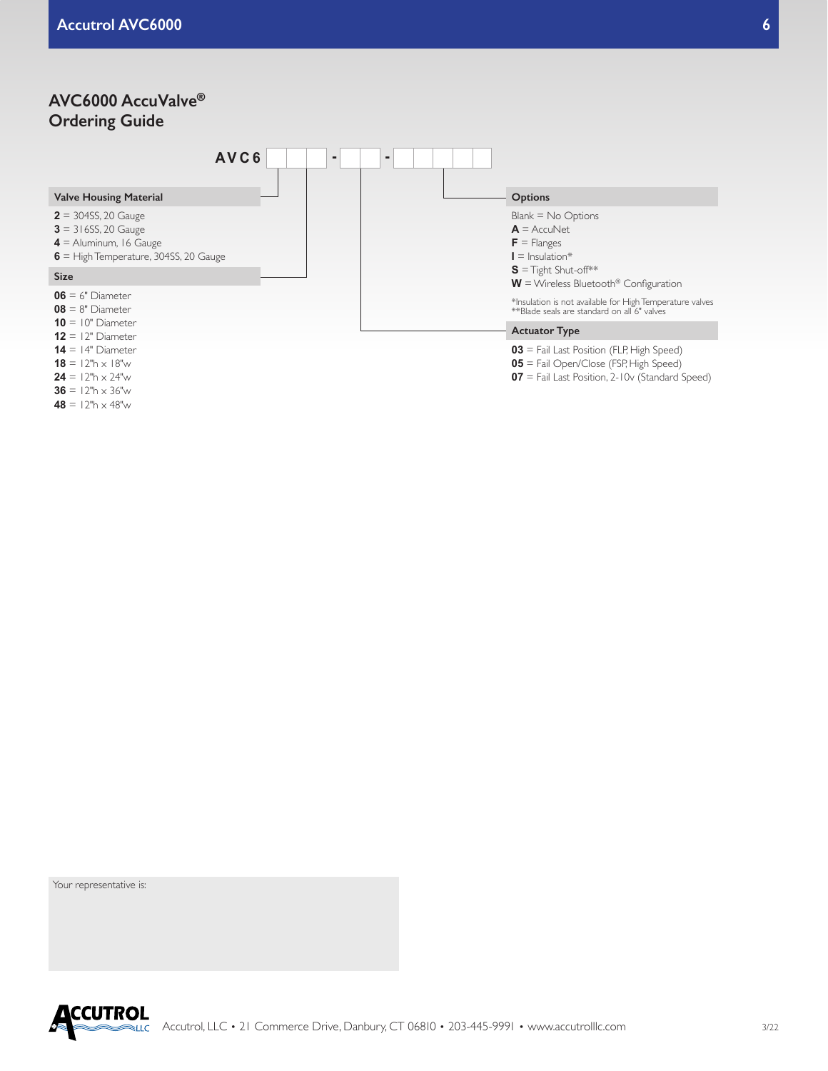## AVC6000 AccuValve® Ordering Guide

**AVC6** [ ][ ][ ] - [ ][ ] - [ ][ ][ ][ ][ ]

### Valve Housing Material

**2** = 304SS, 20 Gauge
**3** = 316SS, 20 Gauge
**4** = Aluminum, 16 Gauge
**6** = High Temperature, 304SS, 20 Gauge

### Size

**06** = 6" Diameter
**08** = 8" Diameter
**10** = 10" Diameter
**12** = 12" Diameter
**14** = 14" Diameter
**18** = 12"h x 18"w
**24** = 12"h x 24"w
**36** = 12"h x 36"w
**48** = 12"h x 48"w

### Options

Blank = No Options
**A** = AccuNet
**F** = Flanges
**I** = Insulation*
**S** = Tight Shut-off**
**W** = Wireless Bluetooth® Configuration

*Insulation is not available for High Temperature valves
**Blade seals are standard on all 6" valves

### Actuator Type

**03** = Fail Last Position (FLP, High Speed)
**05** = Fail Open/Close (FSP, High Speed)
**07** = Fail Last Position, 2-10v (Standard Speed)

Your representative is:

Accutrol, LLC • 21 Commerce Drive, Danbury, CT 06810 • 203-445-9991 • www.accutrolllc.com

3/22